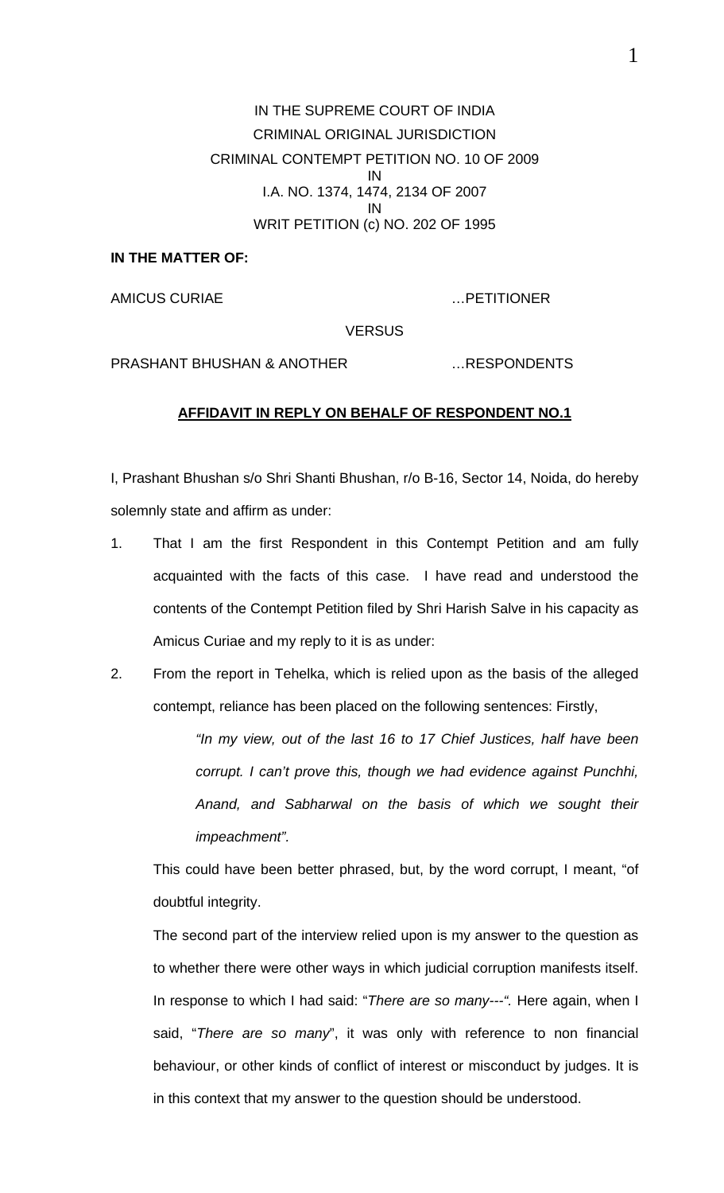IN THE SUPREME COURT OF INDIA
CRIMINAL ORIGINAL JURISDICTION
CRIMINAL CONTEMPT PETITION NO. 10 OF 2009
IN
I.A. NO. 1374, 1474, 2134 OF 2007
IN
WRIT PETITION (c) NO. 202 OF 1995

**IN THE MATTER OF:**

AMICUS CURIAE …PETITIONER

VERSUS

PRASHANT BHUSHAN & ANOTHER …RESPONDENTS

**AFFIDAVIT IN REPLY ON BEHALF OF RESPONDENT NO.1**

I, Prashant Bhushan s/o Shri Shanti Bhushan, r/o B-16, Sector 14, Noida, do hereby solemnly state and affirm as under:

1. That I am the first Respondent in this Contempt Petition and am fully acquainted with the facts of this case. I have read and understood the contents of the Contempt Petition filed by Shri Harish Salve in his capacity as Amicus Curiae and my reply to it is as under:

2. From the report in Tehelka, which is relied upon as the basis of the alleged contempt, reliance has been placed on the following sentences: Firstly,

   > *"In my view, out of the last 16 to 17 Chief Justices, half have been corrupt. I can't prove this, though we had evidence against Punchhi, Anand, and Sabharwal on the basis of which we sought their impeachment".*

   This could have been better phrased, but, by the word corrupt, I meant, "of doubtful integrity.

   The second part of the interview relied upon is my answer to the question as to whether there were other ways in which judicial corruption manifests itself. In response to which I had said: "*There are so many---".* Here again, when I said, "*There are so many*", it was only with reference to non financial behaviour, or other kinds of conflict of interest or misconduct by judges. It is in this context that my answer to the question should be understood.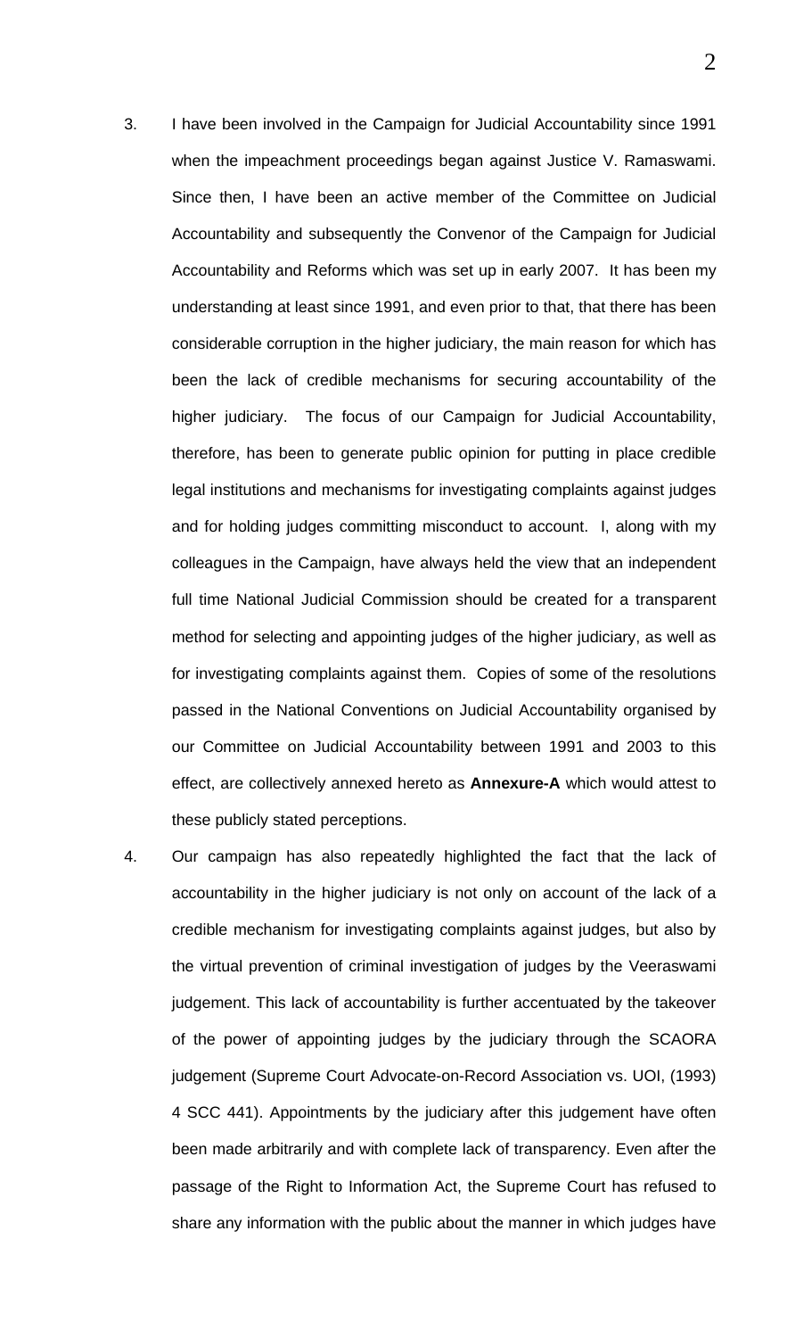3. I have been involved in the Campaign for Judicial Accountability since 1991 when the impeachment proceedings began against Justice V. Ramaswami. Since then, I have been an active member of the Committee on Judicial Accountability and subsequently the Convenor of the Campaign for Judicial Accountability and Reforms which was set up in early 2007. It has been my understanding at least since 1991, and even prior to that, that there has been considerable corruption in the higher judiciary, the main reason for which has been the lack of credible mechanisms for securing accountability of the higher judiciary. The focus of our Campaign for Judicial Accountability, therefore, has been to generate public opinion for putting in place credible legal institutions and mechanisms for investigating complaints against judges and for holding judges committing misconduct to account. I, along with my colleagues in the Campaign, have always held the view that an independent full time National Judicial Commission should be created for a transparent method for selecting and appointing judges of the higher judiciary, as well as for investigating complaints against them. Copies of some of the resolutions passed in the National Conventions on Judicial Accountability organised by our Committee on Judicial Accountability between 1991 and 2003 to this effect, are collectively annexed hereto as **Annexure-A** which would attest to these publicly stated perceptions.

4. Our campaign has also repeatedly highlighted the fact that the lack of accountability in the higher judiciary is not only on account of the lack of a credible mechanism for investigating complaints against judges, but also by the virtual prevention of criminal investigation of judges by the Veeraswami judgement. This lack of accountability is further accentuated by the takeover of the power of appointing judges by the judiciary through the SCAORA judgement (Supreme Court Advocate-on-Record Association vs. UOI, (1993) 4 SCC 441). Appointments by the judiciary after this judgement have often been made arbitrarily and with complete lack of transparency. Even after the passage of the Right to Information Act, the Supreme Court has refused to share any information with the public about the manner in which judges have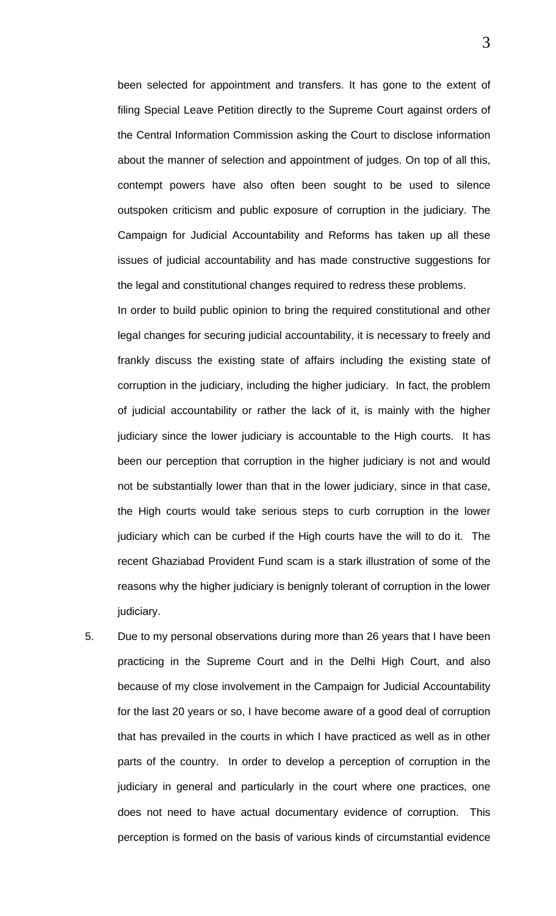been selected for appointment and transfers. It has gone to the extent of filing Special Leave Petition directly to the Supreme Court against orders of the Central Information Commission asking the Court to disclose information about the manner of selection and appointment of judges. On top of all this, contempt powers have also often been sought to be used to silence outspoken criticism and public exposure of corruption in the judiciary. The Campaign for Judicial Accountability and Reforms has taken up all these issues of judicial accountability and has made constructive suggestions for the legal and constitutional changes required to redress these problems.

In order to build public opinion to bring the required constitutional and other legal changes for securing judicial accountability, it is necessary to freely and frankly discuss the existing state of affairs including the existing state of corruption in the judiciary, including the higher judiciary. In fact, the problem of judicial accountability or rather the lack of it, is mainly with the higher judiciary since the lower judiciary is accountable to the High courts. It has been our perception that corruption in the higher judiciary is not and would not be substantially lower than that in the lower judiciary, since in that case, the High courts would take serious steps to curb corruption in the lower judiciary which can be curbed if the High courts have the will to do it. The recent Ghaziabad Provident Fund scam is a stark illustration of some of the reasons why the higher judiciary is benignly tolerant of corruption in the lower judiciary.

5. Due to my personal observations during more than 26 years that I have been practicing in the Supreme Court and in the Delhi High Court, and also because of my close involvement in the Campaign for Judicial Accountability for the last 20 years or so, I have become aware of a good deal of corruption that has prevailed in the courts in which I have practiced as well as in other parts of the country. In order to develop a perception of corruption in the judiciary in general and particularly in the court where one practices, one does not need to have actual documentary evidence of corruption. This perception is formed on the basis of various kinds of circumstantial evidence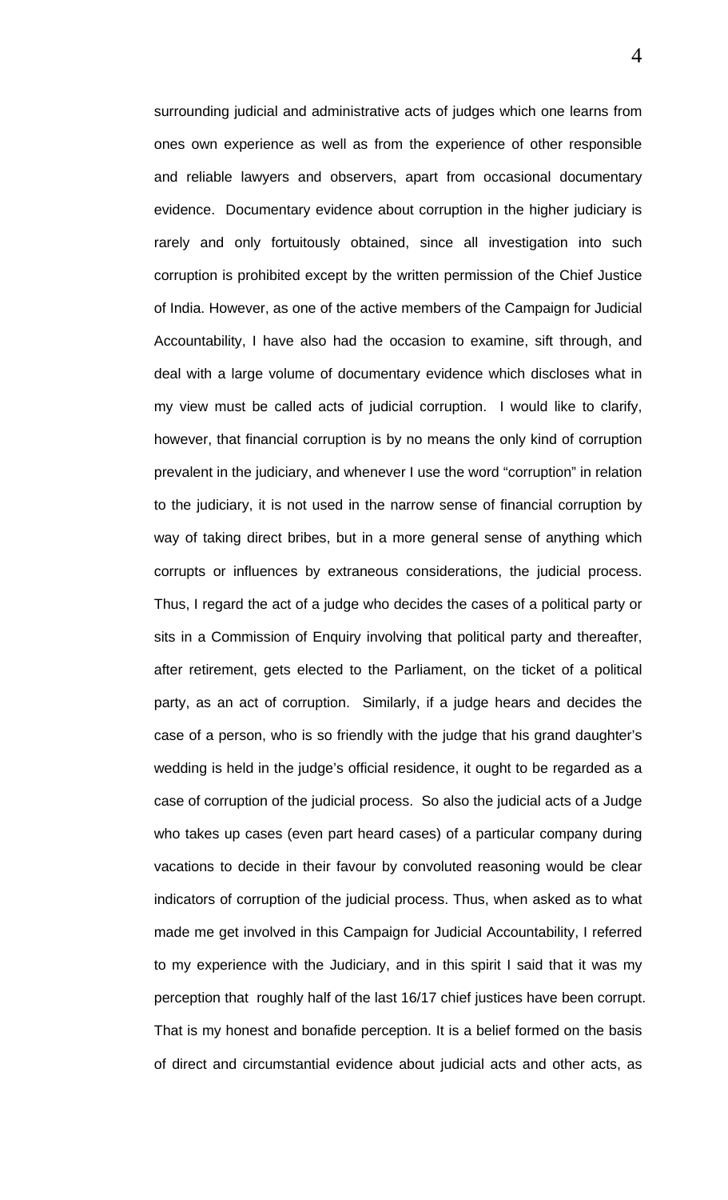surrounding judicial and administrative acts of judges which one learns from ones own experience as well as from the experience of other responsible and reliable lawyers and observers, apart from occasional documentary evidence. Documentary evidence about corruption in the higher judiciary is rarely and only fortuitously obtained, since all investigation into such corruption is prohibited except by the written permission of the Chief Justice of India. However, as one of the active members of the Campaign for Judicial Accountability, I have also had the occasion to examine, sift through, and deal with a large volume of documentary evidence which discloses what in my view must be called acts of judicial corruption. I would like to clarify, however, that financial corruption is by no means the only kind of corruption prevalent in the judiciary, and whenever I use the word "corruption" in relation to the judiciary, it is not used in the narrow sense of financial corruption by way of taking direct bribes, but in a more general sense of anything which corrupts or influences by extraneous considerations, the judicial process. Thus, I regard the act of a judge who decides the cases of a political party or sits in a Commission of Enquiry involving that political party and thereafter, after retirement, gets elected to the Parliament, on the ticket of a political party, as an act of corruption. Similarly, if a judge hears and decides the case of a person, who is so friendly with the judge that his grand daughter's wedding is held in the judge's official residence, it ought to be regarded as a case of corruption of the judicial process. So also the judicial acts of a Judge who takes up cases (even part heard cases) of a particular company during vacations to decide in their favour by convoluted reasoning would be clear indicators of corruption of the judicial process. Thus, when asked as to what made me get involved in this Campaign for Judicial Accountability, I referred to my experience with the Judiciary, and in this spirit I said that it was my perception that roughly half of the last 16/17 chief justices have been corrupt. That is my honest and bonafide perception. It is a belief formed on the basis of direct and circumstantial evidence about judicial acts and other acts, as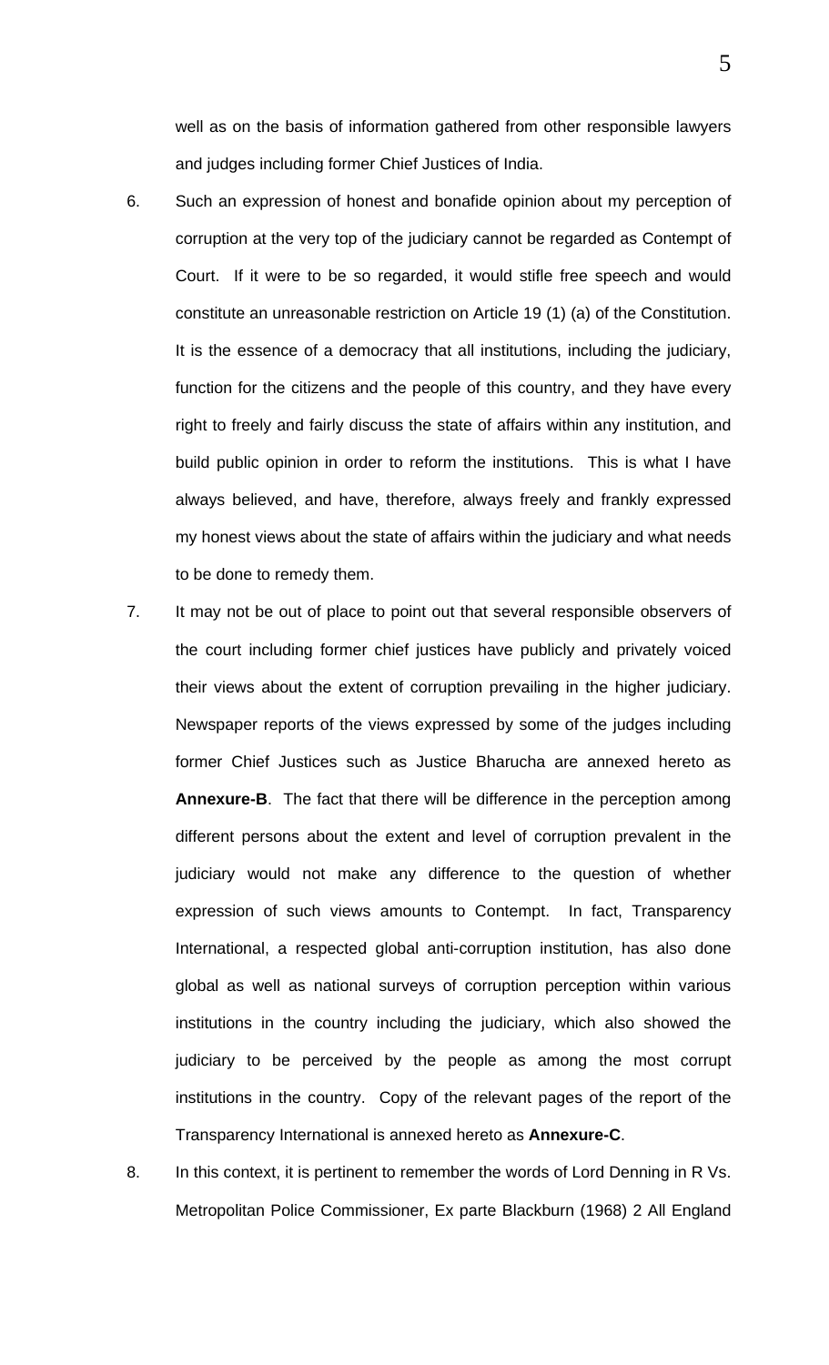well as on the basis of information gathered from other responsible lawyers and judges including former Chief Justices of India.

6. Such an expression of honest and bonafide opinion about my perception of corruption at the very top of the judiciary cannot be regarded as Contempt of Court. If it were to be so regarded, it would stifle free speech and would constitute an unreasonable restriction on Article 19 (1) (a) of the Constitution. It is the essence of a democracy that all institutions, including the judiciary, function for the citizens and the people of this country, and they have every right to freely and fairly discuss the state of affairs within any institution, and build public opinion in order to reform the institutions. This is what I have always believed, and have, therefore, always freely and frankly expressed my honest views about the state of affairs within the judiciary and what needs to be done to remedy them.

7. It may not be out of place to point out that several responsible observers of the court including former chief justices have publicly and privately voiced their views about the extent of corruption prevailing in the higher judiciary. Newspaper reports of the views expressed by some of the judges including former Chief Justices such as Justice Bharucha are annexed hereto as **Annexure-B**. The fact that there will be difference in the perception among different persons about the extent and level of corruption prevalent in the judiciary would not make any difference to the question of whether expression of such views amounts to Contempt. In fact, Transparency International, a respected global anti-corruption institution, has also done global as well as national surveys of corruption perception within various institutions in the country including the judiciary, which also showed the judiciary to be perceived by the people as among the most corrupt institutions in the country. Copy of the relevant pages of the report of the Transparency International is annexed hereto as **Annexure-C**.

8. In this context, it is pertinent to remember the words of Lord Denning in R Vs. Metropolitan Police Commissioner, Ex parte Blackburn (1968) 2 All England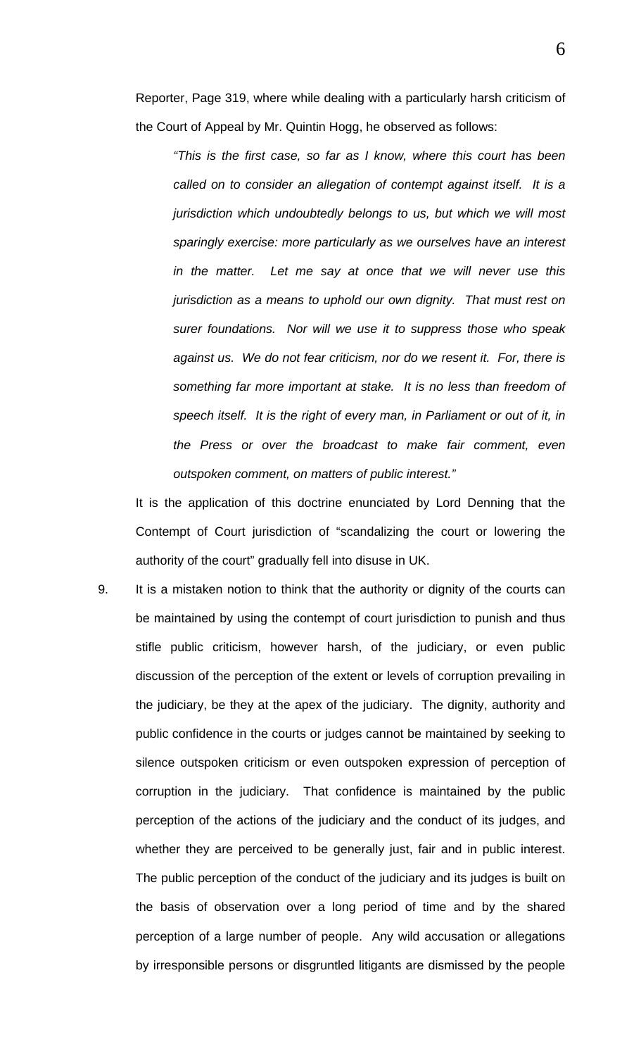Reporter, Page 319, where while dealing with a particularly harsh criticism of the Court of Appeal by Mr. Quintin Hogg, he observed as follows:

> *"This is the first case, so far as I know, where this court has been called on to consider an allegation of contempt against itself. It is a jurisdiction which undoubtedly belongs to us, but which we will most sparingly exercise: more particularly as we ourselves have an interest in the matter. Let me say at once that we will never use this jurisdiction as a means to uphold our own dignity. That must rest on surer foundations. Nor will we use it to suppress those who speak against us. We do not fear criticism, nor do we resent it. For, there is something far more important at stake. It is no less than freedom of speech itself. It is the right of every man, in Parliament or out of it, in the Press or over the broadcast to make fair comment, even outspoken comment, on matters of public interest."*

It is the application of this doctrine enunciated by Lord Denning that the Contempt of Court jurisdiction of "scandalizing the court or lowering the authority of the court" gradually fell into disuse in UK.

9. It is a mistaken notion to think that the authority or dignity of the courts can be maintained by using the contempt of court jurisdiction to punish and thus stifle public criticism, however harsh, of the judiciary, or even public discussion of the perception of the extent or levels of corruption prevailing in the judiciary, be they at the apex of the judiciary. The dignity, authority and public confidence in the courts or judges cannot be maintained by seeking to silence outspoken criticism or even outspoken expression of perception of corruption in the judiciary. That confidence is maintained by the public perception of the actions of the judiciary and the conduct of its judges, and whether they are perceived to be generally just, fair and in public interest. The public perception of the conduct of the judiciary and its judges is built on the basis of observation over a long period of time and by the shared perception of a large number of people. Any wild accusation or allegations by irresponsible persons or disgruntled litigants are dismissed by the people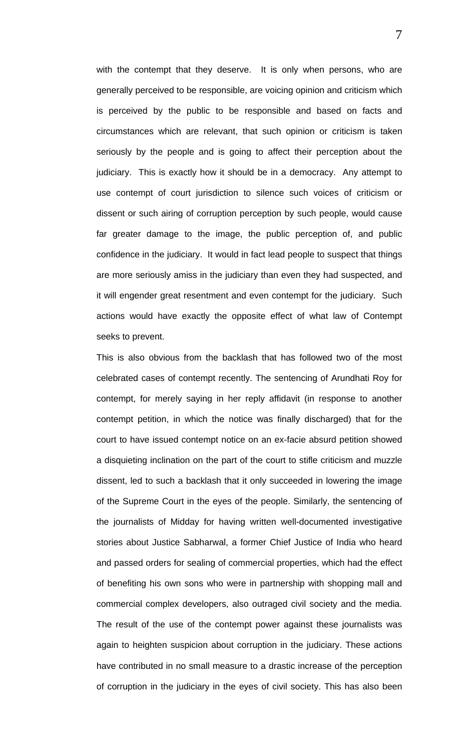with the contempt that they deserve. It is only when persons, who are generally perceived to be responsible, are voicing opinion and criticism which is perceived by the public to be responsible and based on facts and circumstances which are relevant, that such opinion or criticism is taken seriously by the people and is going to affect their perception about the judiciary. This is exactly how it should be in a democracy. Any attempt to use contempt of court jurisdiction to silence such voices of criticism or dissent or such airing of corruption perception by such people, would cause far greater damage to the image, the public perception of, and public confidence in the judiciary. It would in fact lead people to suspect that things are more seriously amiss in the judiciary than even they had suspected, and it will engender great resentment and even contempt for the judiciary. Such actions would have exactly the opposite effect of what law of Contempt seeks to prevent.

This is also obvious from the backlash that has followed two of the most celebrated cases of contempt recently. The sentencing of Arundhati Roy for contempt, for merely saying in her reply affidavit (in response to another contempt petition, in which the notice was finally discharged) that for the court to have issued contempt notice on an ex-facie absurd petition showed a disquieting inclination on the part of the court to stifle criticism and muzzle dissent, led to such a backlash that it only succeeded in lowering the image of the Supreme Court in the eyes of the people. Similarly, the sentencing of the journalists of Midday for having written well-documented investigative stories about Justice Sabharwal, a former Chief Justice of India who heard and passed orders for sealing of commercial properties, which had the effect of benefiting his own sons who were in partnership with shopping mall and commercial complex developers, also outraged civil society and the media. The result of the use of the contempt power against these journalists was again to heighten suspicion about corruption in the judiciary. These actions have contributed in no small measure to a drastic increase of the perception of corruption in the judiciary in the eyes of civil society. This has also been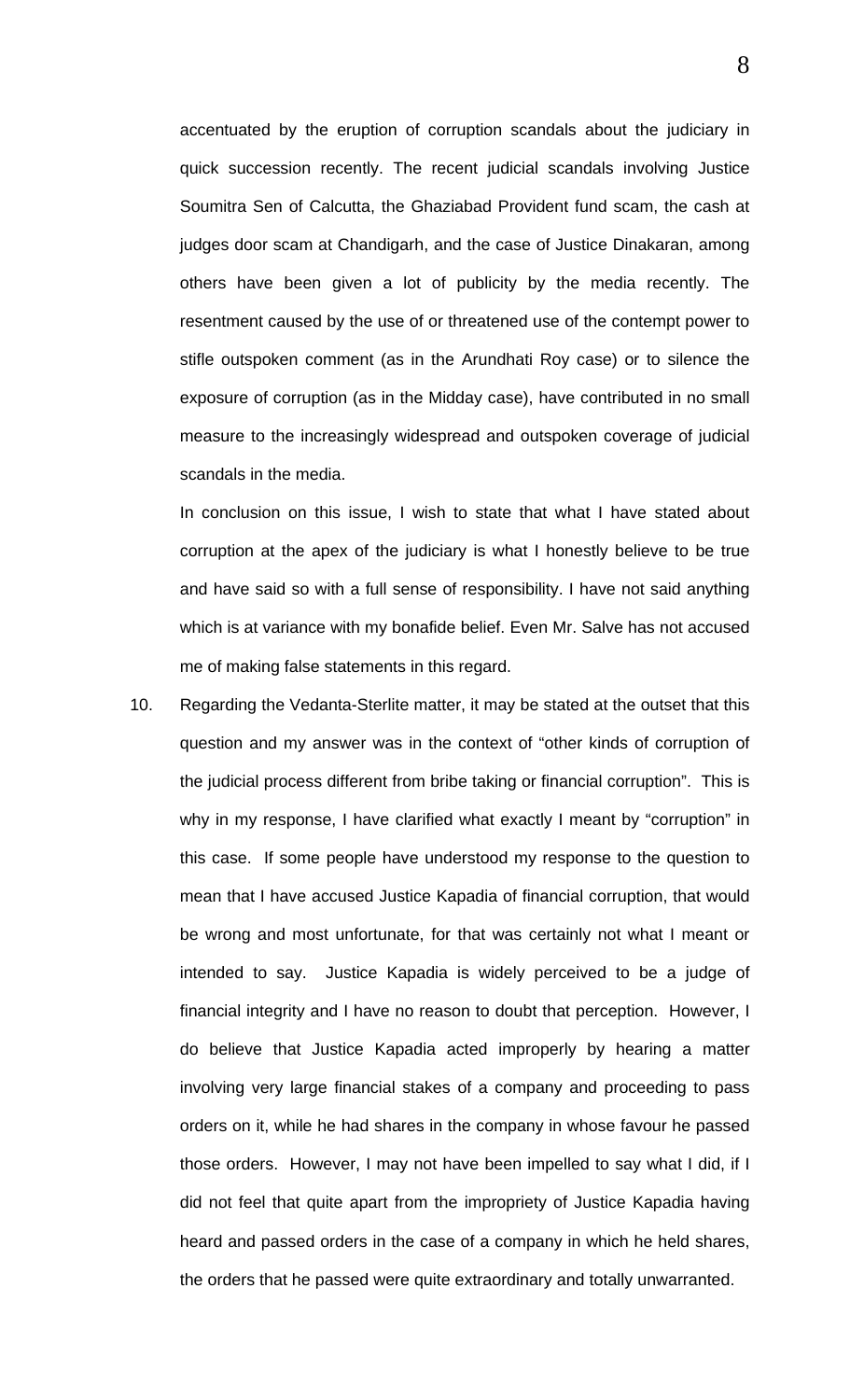accentuated by the eruption of corruption scandals about the judiciary in quick succession recently. The recent judicial scandals involving Justice Soumitra Sen of Calcutta, the Ghaziabad Provident fund scam, the cash at judges door scam at Chandigarh, and the case of Justice Dinakaran, among others have been given a lot of publicity by the media recently. The resentment caused by the use of or threatened use of the contempt power to stifle outspoken comment (as in the Arundhati Roy case) or to silence the exposure of corruption (as in the Midday case), have contributed in no small measure to the increasingly widespread and outspoken coverage of judicial scandals in the media.

In conclusion on this issue, I wish to state that what I have stated about corruption at the apex of the judiciary is what I honestly believe to be true and have said so with a full sense of responsibility. I have not said anything which is at variance with my bonafide belief. Even Mr. Salve has not accused me of making false statements in this regard.

10. Regarding the Vedanta-Sterlite matter, it may be stated at the outset that this question and my answer was in the context of "other kinds of corruption of the judicial process different from bribe taking or financial corruption". This is why in my response, I have clarified what exactly I meant by "corruption" in this case. If some people have understood my response to the question to mean that I have accused Justice Kapadia of financial corruption, that would be wrong and most unfortunate, for that was certainly not what I meant or intended to say. Justice Kapadia is widely perceived to be a judge of financial integrity and I have no reason to doubt that perception. However, I do believe that Justice Kapadia acted improperly by hearing a matter involving very large financial stakes of a company and proceeding to pass orders on it, while he had shares in the company in whose favour he passed those orders. However, I may not have been impelled to say what I did, if I did not feel that quite apart from the impropriety of Justice Kapadia having heard and passed orders in the case of a company in which he held shares, the orders that he passed were quite extraordinary and totally unwarranted.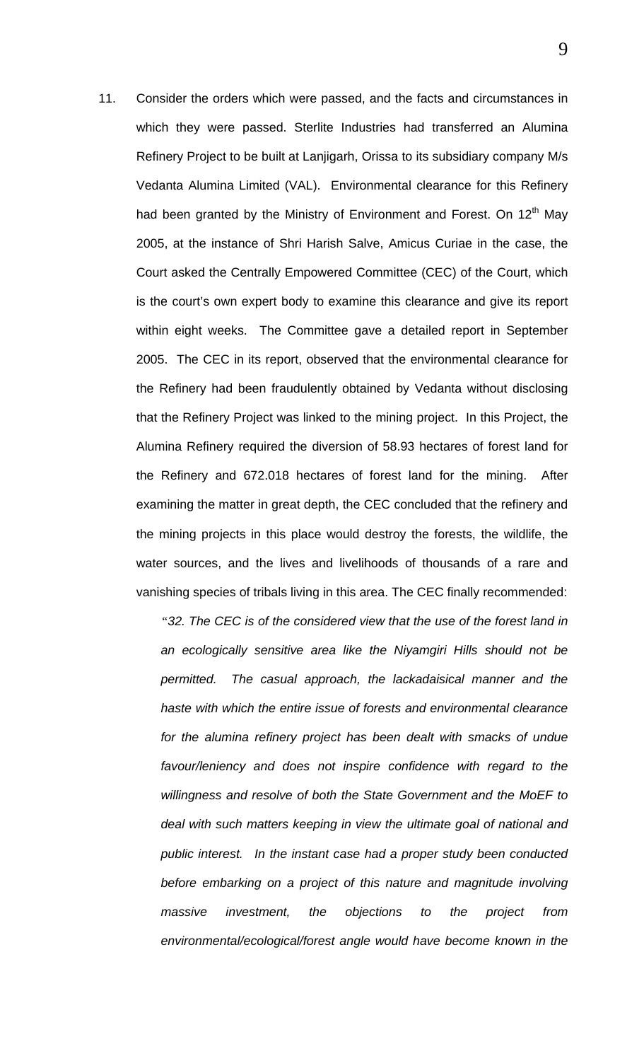11. Consider the orders which were passed, and the facts and circumstances in which they were passed. Sterlite Industries had transferred an Alumina Refinery Project to be built at Lanjigarh, Orissa to its subsidiary company M/s Vedanta Alumina Limited (VAL). Environmental clearance for this Refinery had been granted by the Ministry of Environment and Forest. On 12th May 2005, at the instance of Shri Harish Salve, Amicus Curiae in the case, the Court asked the Centrally Empowered Committee (CEC) of the Court, which is the court's own expert body to examine this clearance and give its report within eight weeks. The Committee gave a detailed report in September 2005. The CEC in its report, observed that the environmental clearance for the Refinery had been fraudulently obtained by Vedanta without disclosing that the Refinery Project was linked to the mining project. In this Project, the Alumina Refinery required the diversion of 58.93 hectares of forest land for the Refinery and 672.018 hectares of forest land for the mining. After examining the matter in great depth, the CEC concluded that the refinery and the mining projects in this place would destroy the forests, the wildlife, the water sources, and the lives and livelihoods of thousands of a rare and vanishing species of tribals living in this area. The CEC finally recommended:

*"32. The CEC is of the considered view that the use of the forest land in an ecologically sensitive area like the Niyamgiri Hills should not be permitted. The casual approach, the lackadaisical manner and the haste with which the entire issue of forests and environmental clearance for the alumina refinery project has been dealt with smacks of undue favour/leniency and does not inspire confidence with regard to the willingness and resolve of both the State Government and the MoEF to deal with such matters keeping in view the ultimate goal of national and public interest. In the instant case had a proper study been conducted before embarking on a project of this nature and magnitude involving massive investment, the objections to the project from environmental/ecological/forest angle would have become known in the*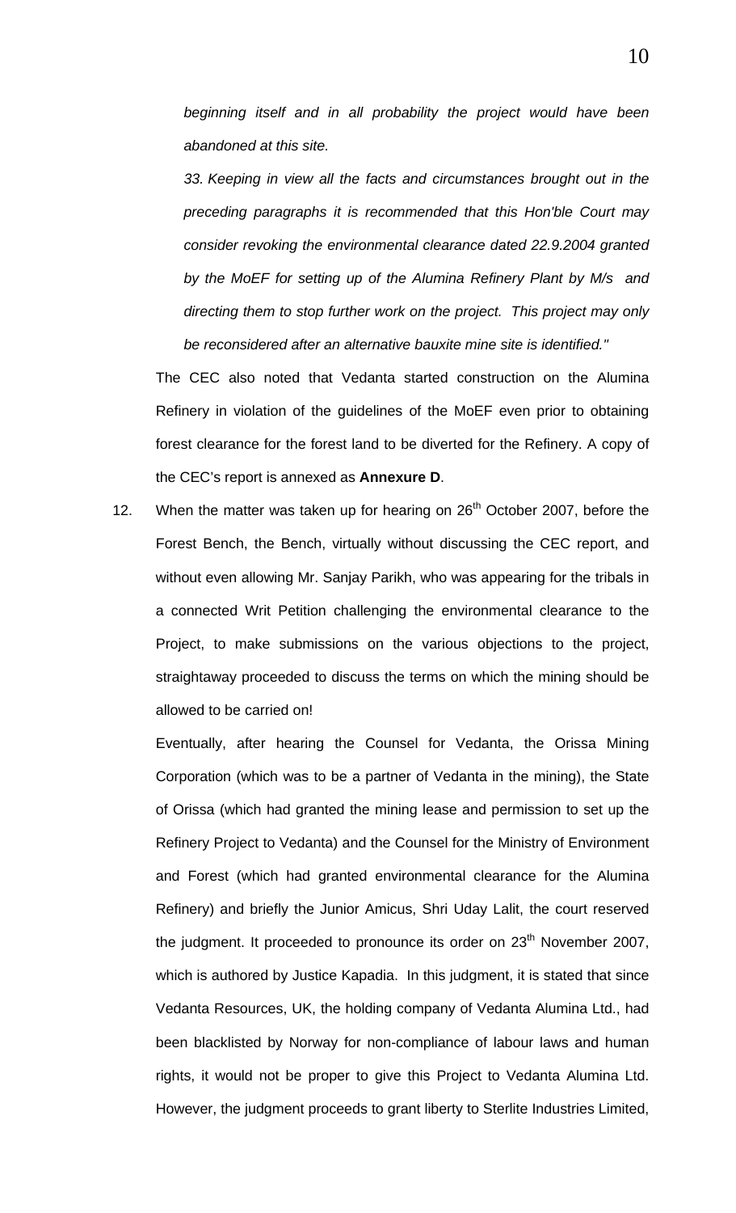*beginning itself and in all probability the project would have been abandoned at this site.*

*33. Keeping in view all the facts and circumstances brought out in the preceding paragraphs it is recommended that this Hon'ble Court may consider revoking the environmental clearance dated 22.9.2004 granted by the MoEF for setting up of the Alumina Refinery Plant by M/s and directing them to stop further work on the project. This project may only be reconsidered after an alternative bauxite mine site is identified."*

The CEC also noted that Vedanta started construction on the Alumina Refinery in violation of the guidelines of the MoEF even prior to obtaining forest clearance for the forest land to be diverted for the Refinery. A copy of the CEC's report is annexed as **Annexure D**.

12. When the matter was taken up for hearing on 26th October 2007, before the Forest Bench, the Bench, virtually without discussing the CEC report, and without even allowing Mr. Sanjay Parikh, who was appearing for the tribals in a connected Writ Petition challenging the environmental clearance to the Project, to make submissions on the various objections to the project, straightaway proceeded to discuss the terms on which the mining should be allowed to be carried on!

    Eventually, after hearing the Counsel for Vedanta, the Orissa Mining Corporation (which was to be a partner of Vedanta in the mining), the State of Orissa (which had granted the mining lease and permission to set up the Refinery Project to Vedanta) and the Counsel for the Ministry of Environment and Forest (which had granted environmental clearance for the Alumina Refinery) and briefly the Junior Amicus, Shri Uday Lalit, the court reserved the judgment. It proceeded to pronounce its order on 23th November 2007, which is authored by Justice Kapadia. In this judgment, it is stated that since Vedanta Resources, UK, the holding company of Vedanta Alumina Ltd., had been blacklisted by Norway for non-compliance of labour laws and human rights, it would not be proper to give this Project to Vedanta Alumina Ltd. However, the judgment proceeds to grant liberty to Sterlite Industries Limited,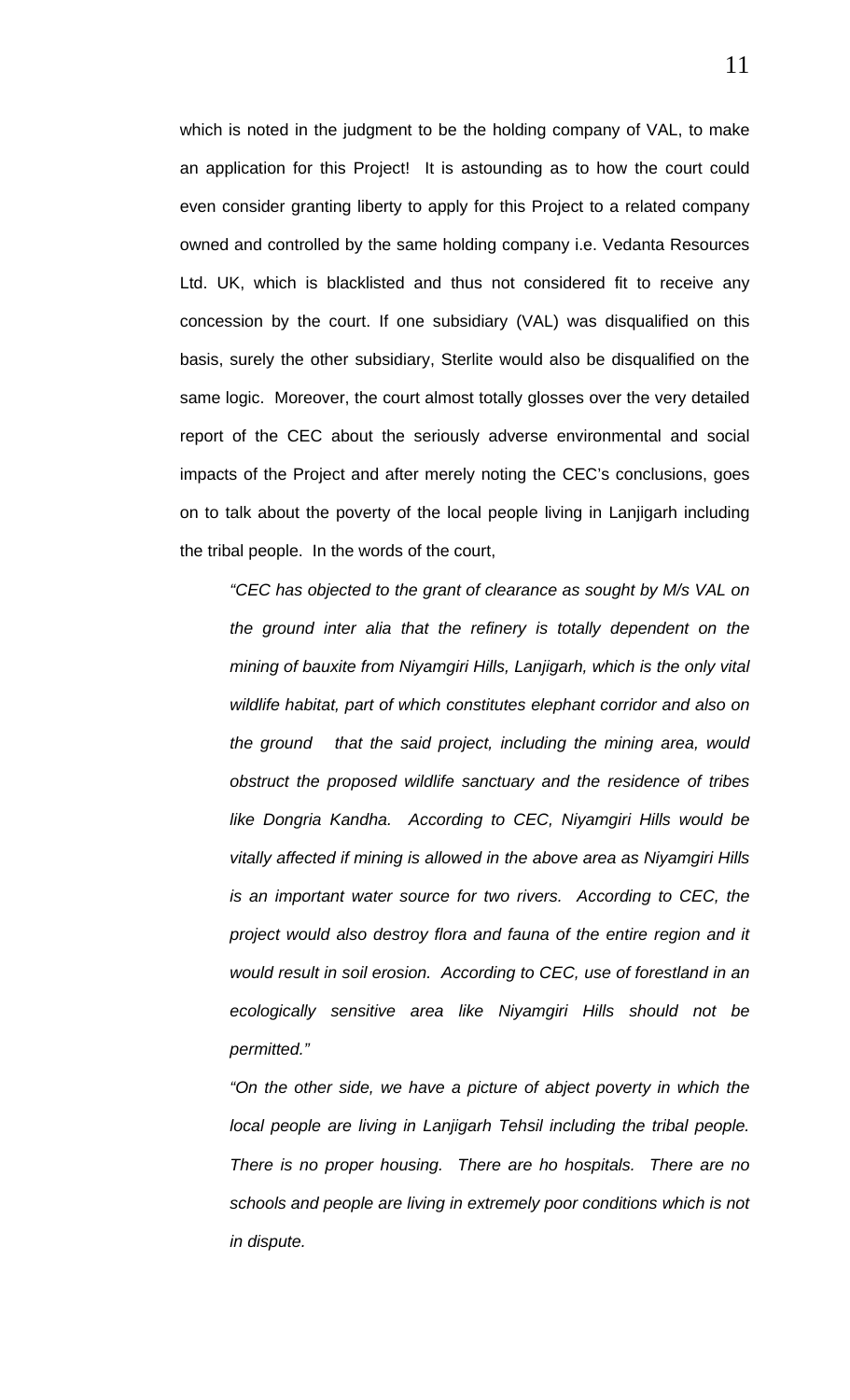which is noted in the judgment to be the holding company of VAL, to make an application for this Project! It is astounding as to how the court could even consider granting liberty to apply for this Project to a related company owned and controlled by the same holding company i.e. Vedanta Resources Ltd. UK, which is blacklisted and thus not considered fit to receive any concession by the court. If one subsidiary (VAL) was disqualified on this basis, surely the other subsidiary, Sterlite would also be disqualified on the same logic. Moreover, the court almost totally glosses over the very detailed report of the CEC about the seriously adverse environmental and social impacts of the Project and after merely noting the CEC's conclusions, goes on to talk about the poverty of the local people living in Lanjigarh including the tribal people. In the words of the court,

> *"CEC has objected to the grant of clearance as sought by M/s VAL on the ground inter alia that the refinery is totally dependent on the mining of bauxite from Niyamgiri Hills, Lanjigarh, which is the only vital wildlife habitat, part of which constitutes elephant corridor and also on the ground that the said project, including the mining area, would obstruct the proposed wildlife sanctuary and the residence of tribes like Dongria Kandha. According to CEC, Niyamgiri Hills would be vitally affected if mining is allowed in the above area as Niyamgiri Hills is an important water source for two rivers. According to CEC, the project would also destroy flora and fauna of the entire region and it would result in soil erosion. According to CEC, use of forestland in an ecologically sensitive area like Niyamgiri Hills should not be permitted."*
>
> *"On the other side, we have a picture of abject poverty in which the local people are living in Lanjigarh Tehsil including the tribal people. There is no proper housing. There are ho hospitals. There are no schools and people are living in extremely poor conditions which is not in dispute.*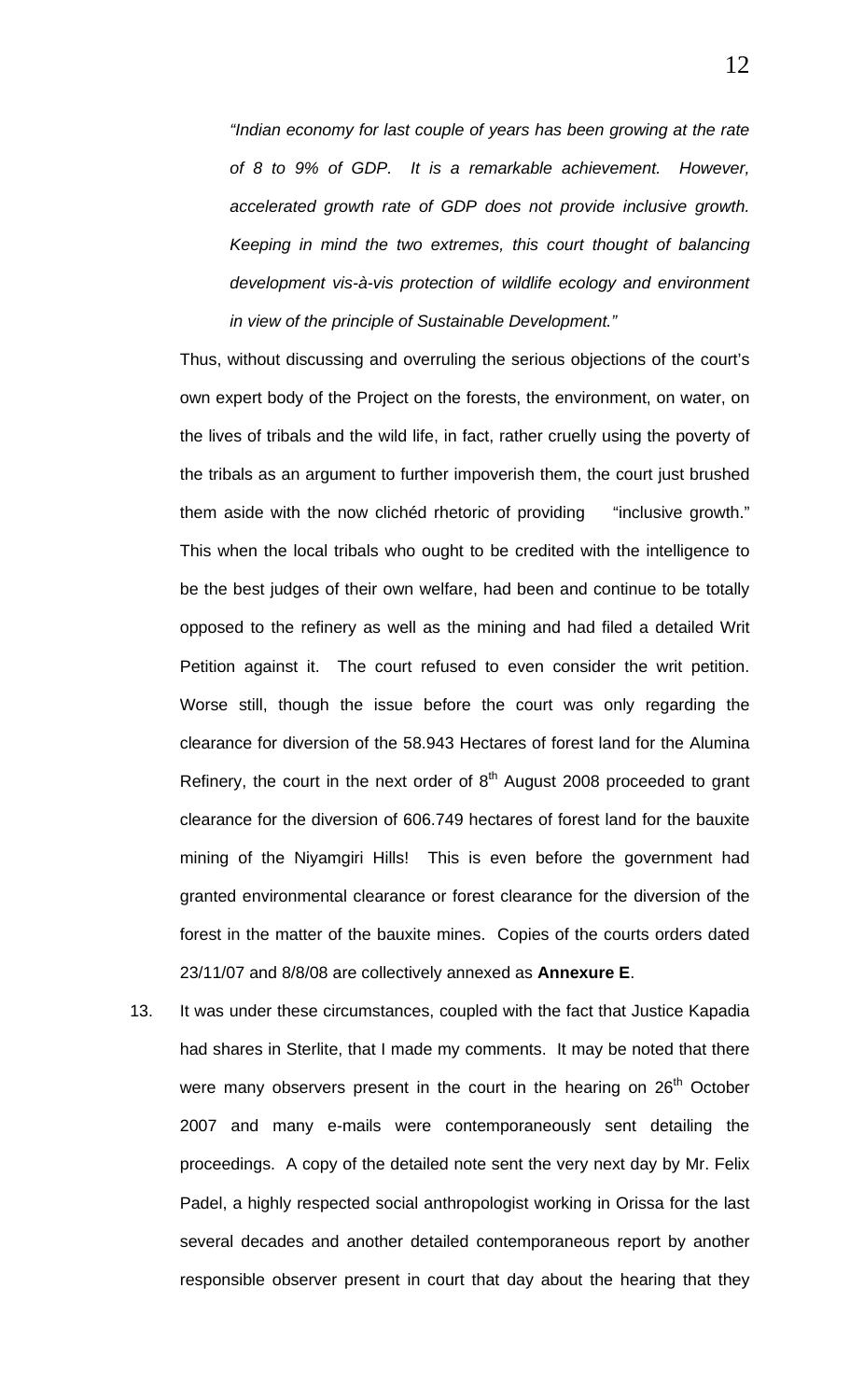> *"Indian economy for last couple of years has been growing at the rate of 8 to 9% of GDP. It is a remarkable achievement. However, accelerated growth rate of GDP does not provide inclusive growth. Keeping in mind the two extremes, this court thought of balancing development vis-à-vis protection of wildlife ecology and environment in view of the principle of Sustainable Development."*

Thus, without discussing and overruling the serious objections of the court's own expert body of the Project on the forests, the environment, on water, on the lives of tribals and the wild life, in fact, rather cruelly using the poverty of the tribals as an argument to further impoverish them, the court just brushed them aside with the now clichéd rhetoric of providing "inclusive growth." This when the local tribals who ought to be credited with the intelligence to be the best judges of their own welfare, had been and continue to be totally opposed to the refinery as well as the mining and had filed a detailed Writ Petition against it. The court refused to even consider the writ petition. Worse still, though the issue before the court was only regarding the clearance for diversion of the 58.943 Hectares of forest land for the Alumina Refinery, the court in the next order of 8th August 2008 proceeded to grant clearance for the diversion of 606.749 hectares of forest land for the bauxite mining of the Niyamgiri Hills! This is even before the government had granted environmental clearance or forest clearance for the diversion of the forest in the matter of the bauxite mines. Copies of the courts orders dated 23/11/07 and 8/8/08 are collectively annexed as **Annexure E**.

13. It was under these circumstances, coupled with the fact that Justice Kapadia had shares in Sterlite, that I made my comments. It may be noted that there were many observers present in the court in the hearing on 26th October 2007 and many e-mails were contemporaneously sent detailing the proceedings. A copy of the detailed note sent the very next day by Mr. Felix Padel, a highly respected social anthropologist working in Orissa for the last several decades and another detailed contemporaneous report by another responsible observer present in court that day about the hearing that they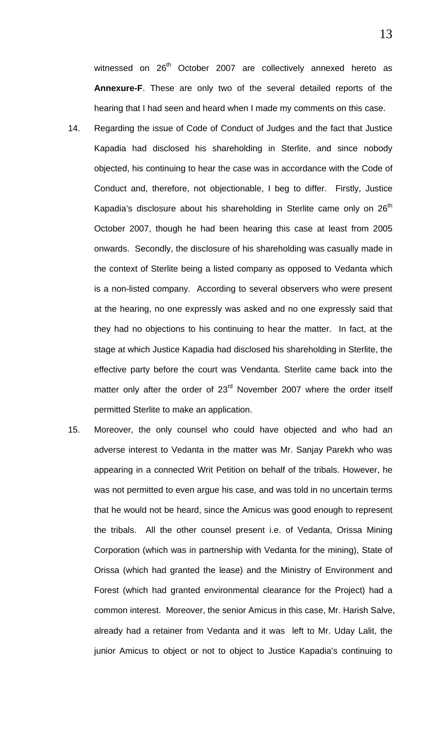witnessed on 26th October 2007 are collectively annexed hereto as **Annexure-F**. These are only two of the several detailed reports of the hearing that I had seen and heard when I made my comments on this case.

14. Regarding the issue of Code of Conduct of Judges and the fact that Justice Kapadia had disclosed his shareholding in Sterlite, and since nobody objected, his continuing to hear the case was in accordance with the Code of Conduct and, therefore, not objectionable, I beg to differ. Firstly, Justice Kapadia's disclosure about his shareholding in Sterlite came only on 26th October 2007, though he had been hearing this case at least from 2005 onwards. Secondly, the disclosure of his shareholding was casually made in the context of Sterlite being a listed company as opposed to Vedanta which is a non-listed company. According to several observers who were present at the hearing, no one expressly was asked and no one expressly said that they had no objections to his continuing to hear the matter. In fact, at the stage at which Justice Kapadia had disclosed his shareholding in Sterlite, the effective party before the court was Vendanta. Sterlite came back into the matter only after the order of 23rd November 2007 where the order itself permitted Sterlite to make an application.

15. Moreover, the only counsel who could have objected and who had an adverse interest to Vedanta in the matter was Mr. Sanjay Parekh who was appearing in a connected Writ Petition on behalf of the tribals. However, he was not permitted to even argue his case, and was told in no uncertain terms that he would not be heard, since the Amicus was good enough to represent the tribals. All the other counsel present i.e. of Vedanta, Orissa Mining Corporation (which was in partnership with Vedanta for the mining), State of Orissa (which had granted the lease) and the Ministry of Environment and Forest (which had granted environmental clearance for the Project) had a common interest. Moreover, the senior Amicus in this case, Mr. Harish Salve, already had a retainer from Vedanta and it was left to Mr. Uday Lalit, the junior Amicus to object or not to object to Justice Kapadia's continuing to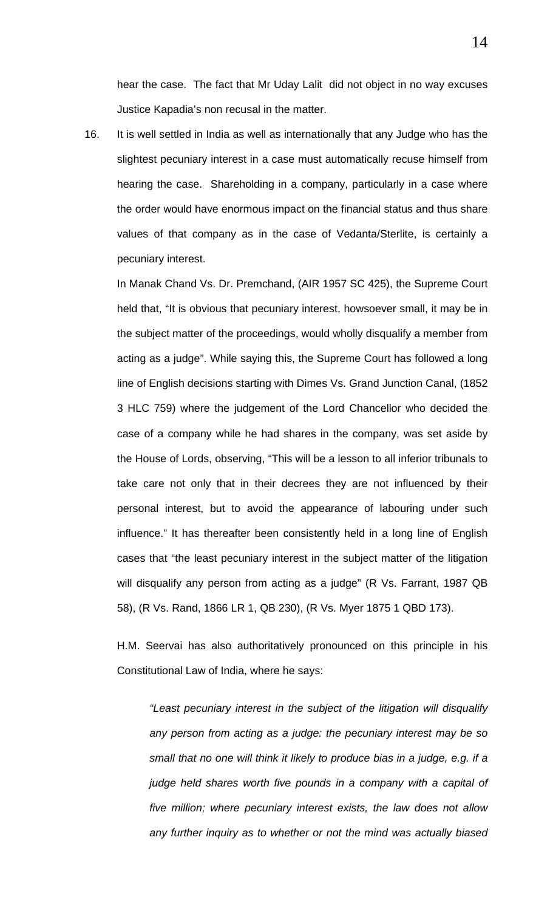hear the case. The fact that Mr Uday Lalit did not object in no way excuses Justice Kapadia's non recusal in the matter.

16. It is well settled in India as well as internationally that any Judge who has the slightest pecuniary interest in a case must automatically recuse himself from hearing the case. Shareholding in a company, particularly in a case where the order would have enormous impact on the financial status and thus share values of that company as in the case of Vedanta/Sterlite, is certainly a pecuniary interest.

    In Manak Chand Vs. Dr. Premchand, (AIR 1957 SC 425), the Supreme Court held that, "It is obvious that pecuniary interest, howsoever small, it may be in the subject matter of the proceedings, would wholly disqualify a member from acting as a judge". While saying this, the Supreme Court has followed a long line of English decisions starting with Dimes Vs. Grand Junction Canal, (1852 3 HLC 759) where the judgement of the Lord Chancellor who decided the case of a company while he had shares in the company, was set aside by the House of Lords, observing, "This will be a lesson to all inferior tribunals to take care not only that in their decrees they are not influenced by their personal interest, but to avoid the appearance of labouring under such influence." It has thereafter been consistently held in a long line of English cases that "the least pecuniary interest in the subject matter of the litigation will disqualify any person from acting as a judge" (R Vs. Farrant, 1987 QB 58), (R Vs. Rand, 1866 LR 1, QB 230), (R Vs. Myer 1875 1 QBD 173).

    H.M. Seervai has also authoritatively pronounced on this principle in his Constitutional Law of India, where he says:

    > *"Least pecuniary interest in the subject of the litigation will disqualify any person from acting as a judge: the pecuniary interest may be so small that no one will think it likely to produce bias in a judge, e.g. if a judge held shares worth five pounds in a company with a capital of five million; where pecuniary interest exists, the law does not allow any further inquiry as to whether or not the mind was actually biased*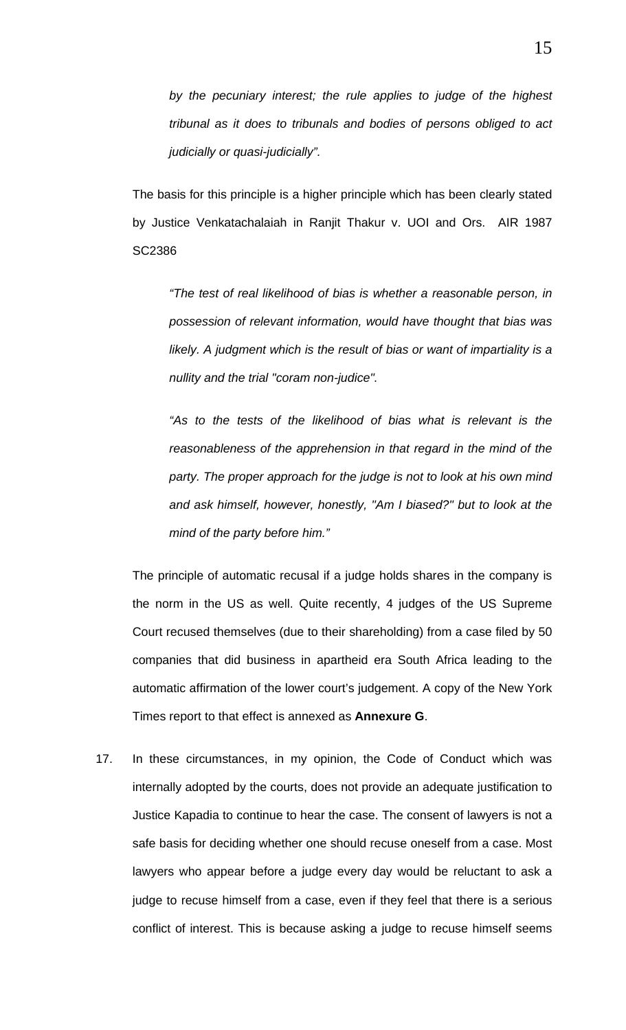*by the pecuniary interest; the rule applies to judge of the highest tribunal as it does to tribunals and bodies of persons obliged to act judicially or quasi-judicially".*

The basis for this principle is a higher principle which has been clearly stated by Justice Venkatachalaiah in Ranjit Thakur v. UOI and Ors. AIR 1987 SC2386

> *"The test of real likelihood of bias is whether a reasonable person, in possession of relevant information, would have thought that bias was likely. A judgment which is the result of bias or want of impartiality is a nullity and the trial "coram non-judice".*
>
> *"As to the tests of the likelihood of bias what is relevant is the reasonableness of the apprehension in that regard in the mind of the party. The proper approach for the judge is not to look at his own mind and ask himself, however, honestly, "Am I biased?" but to look at the mind of the party before him."*

The principle of automatic recusal if a judge holds shares in the company is the norm in the US as well. Quite recently, 4 judges of the US Supreme Court recused themselves (due to their shareholding) from a case filed by 50 companies that did business in apartheid era South Africa leading to the automatic affirmation of the lower court's judgement. A copy of the New York Times report to that effect is annexed as **Annexure G**.

17. In these circumstances, in my opinion, the Code of Conduct which was internally adopted by the courts, does not provide an adequate justification to Justice Kapadia to continue to hear the case. The consent of lawyers is not a safe basis for deciding whether one should recuse oneself from a case. Most lawyers who appear before a judge every day would be reluctant to ask a judge to recuse himself from a case, even if they feel that there is a serious conflict of interest. This is because asking a judge to recuse himself seems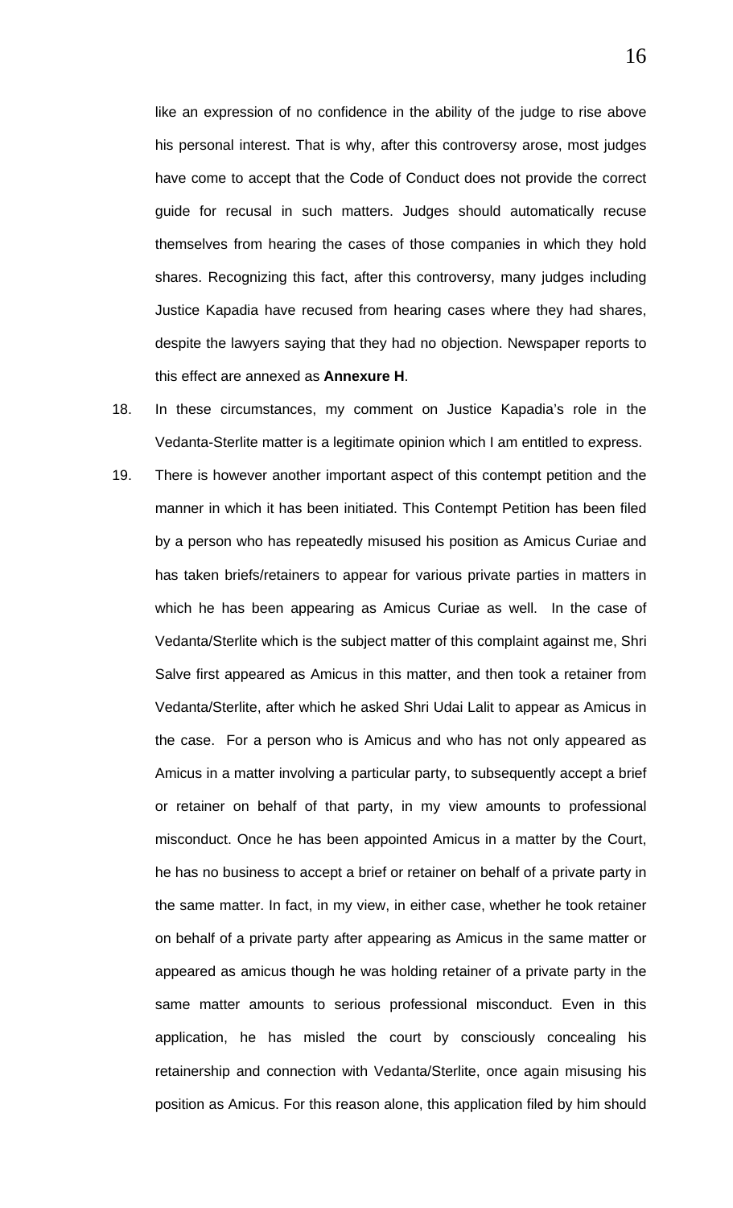like an expression of no confidence in the ability of the judge to rise above his personal interest. That is why, after this controversy arose, most judges have come to accept that the Code of Conduct does not provide the correct guide for recusal in such matters. Judges should automatically recuse themselves from hearing the cases of those companies in which they hold shares. Recognizing this fact, after this controversy, many judges including Justice Kapadia have recused from hearing cases where they had shares, despite the lawyers saying that they had no objection. Newspaper reports to this effect are annexed as **Annexure H**.

18. In these circumstances, my comment on Justice Kapadia's role in the Vedanta-Sterlite matter is a legitimate opinion which I am entitled to express.

19. There is however another important aspect of this contempt petition and the manner in which it has been initiated. This Contempt Petition has been filed by a person who has repeatedly misused his position as Amicus Curiae and has taken briefs/retainers to appear for various private parties in matters in which he has been appearing as Amicus Curiae as well. In the case of Vedanta/Sterlite which is the subject matter of this complaint against me, Shri Salve first appeared as Amicus in this matter, and then took a retainer from Vedanta/Sterlite, after which he asked Shri Udai Lalit to appear as Amicus in the case. For a person who is Amicus and who has not only appeared as Amicus in a matter involving a particular party, to subsequently accept a brief or retainer on behalf of that party, in my view amounts to professional misconduct. Once he has been appointed Amicus in a matter by the Court, he has no business to accept a brief or retainer on behalf of a private party in the same matter. In fact, in my view, in either case, whether he took retainer on behalf of a private party after appearing as Amicus in the same matter or appeared as amicus though he was holding retainer of a private party in the same matter amounts to serious professional misconduct. Even in this application, he has misled the court by consciously concealing his retainership and connection with Vedanta/Sterlite, once again misusing his position as Amicus. For this reason alone, this application filed by him should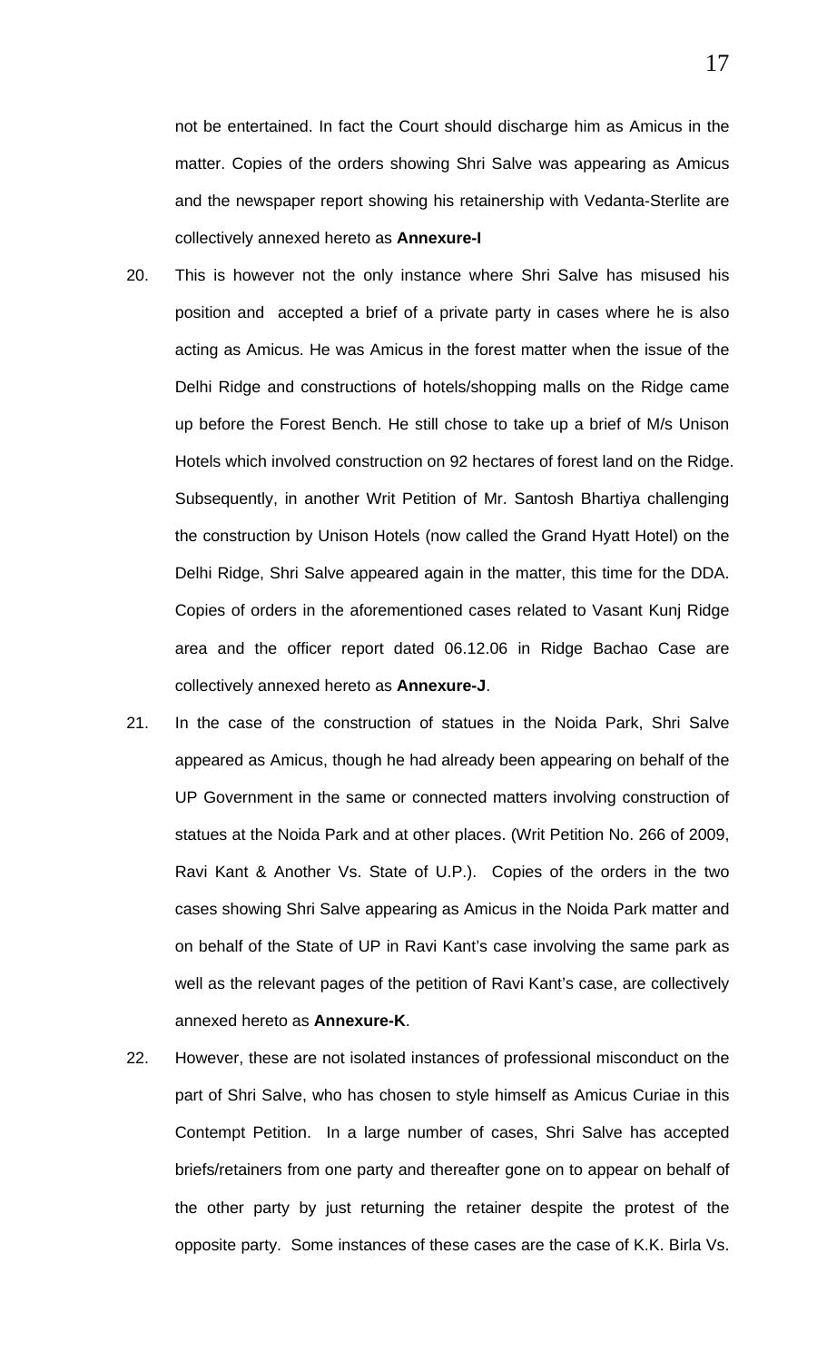not be entertained. In fact the Court should discharge him as Amicus in the matter. Copies of the orders showing Shri Salve was appearing as Amicus and the newspaper report showing his retainership with Vedanta-Sterlite are collectively annexed hereto as **Annexure-I**

20. This is however not the only instance where Shri Salve has misused his position and accepted a brief of a private party in cases where he is also acting as Amicus. He was Amicus in the forest matter when the issue of the Delhi Ridge and constructions of hotels/shopping malls on the Ridge came up before the Forest Bench. He still chose to take up a brief of M/s Unison Hotels which involved construction on 92 hectares of forest land on the Ridge. Subsequently, in another Writ Petition of Mr. Santosh Bhartiya challenging the construction by Unison Hotels (now called the Grand Hyatt Hotel) on the Delhi Ridge, Shri Salve appeared again in the matter, this time for the DDA. Copies of orders in the aforementioned cases related to Vasant Kunj Ridge area and the officer report dated 06.12.06 in Ridge Bachao Case are collectively annexed hereto as **Annexure-J**.

21. In the case of the construction of statues in the Noida Park, Shri Salve appeared as Amicus, though he had already been appearing on behalf of the UP Government in the same or connected matters involving construction of statues at the Noida Park and at other places. (Writ Petition No. 266 of 2009, Ravi Kant & Another Vs. State of U.P.). Copies of the orders in the two cases showing Shri Salve appearing as Amicus in the Noida Park matter and on behalf of the State of UP in Ravi Kant's case involving the same park as well as the relevant pages of the petition of Ravi Kant's case, are collectively annexed hereto as **Annexure-K**.

22. However, these are not isolated instances of professional misconduct on the part of Shri Salve, who has chosen to style himself as Amicus Curiae in this Contempt Petition. In a large number of cases, Shri Salve has accepted briefs/retainers from one party and thereafter gone on to appear on behalf of the other party by just returning the retainer despite the protest of the opposite party. Some instances of these cases are the case of K.K. Birla Vs.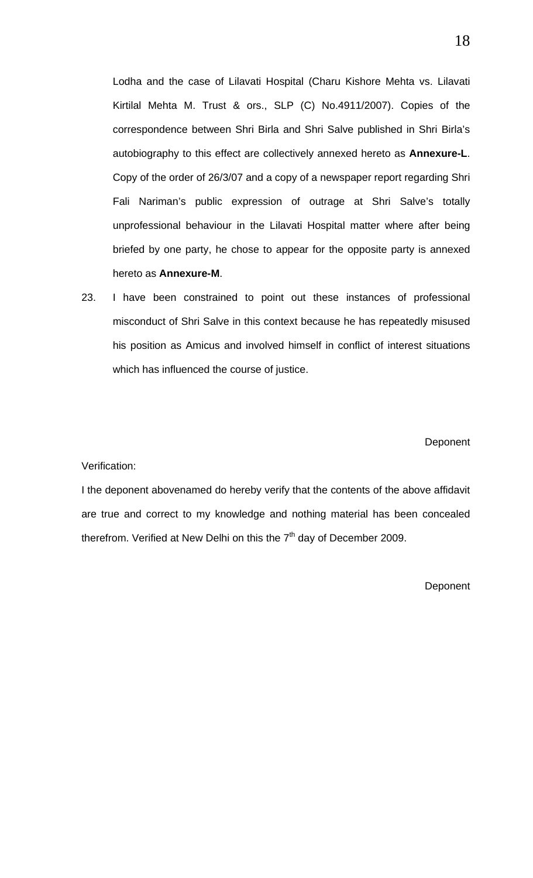Lodha and the case of Lilavati Hospital (Charu Kishore Mehta vs. Lilavati Kirtilal Mehta M. Trust & ors., SLP (C) No.4911/2007). Copies of the correspondence between Shri Birla and Shri Salve published in Shri Birla's autobiography to this effect are collectively annexed hereto as **Annexure-L**. Copy of the order of 26/3/07 and a copy of a newspaper report regarding Shri Fali Nariman's public expression of outrage at Shri Salve's totally unprofessional behaviour in the Lilavati Hospital matter where after being briefed by one party, he chose to appear for the opposite party is annexed hereto as **Annexure-M**.

23. I have been constrained to point out these instances of professional misconduct of Shri Salve in this context because he has repeatedly misused his position as Amicus and involved himself in conflict of interest situations which has influenced the course of justice.

Deponent

Verification:

I the deponent abovenamed do hereby verify that the contents of the above affidavit are true and correct to my knowledge and nothing material has been concealed therefrom. Verified at New Delhi on this the 7th day of December 2009.

Deponent